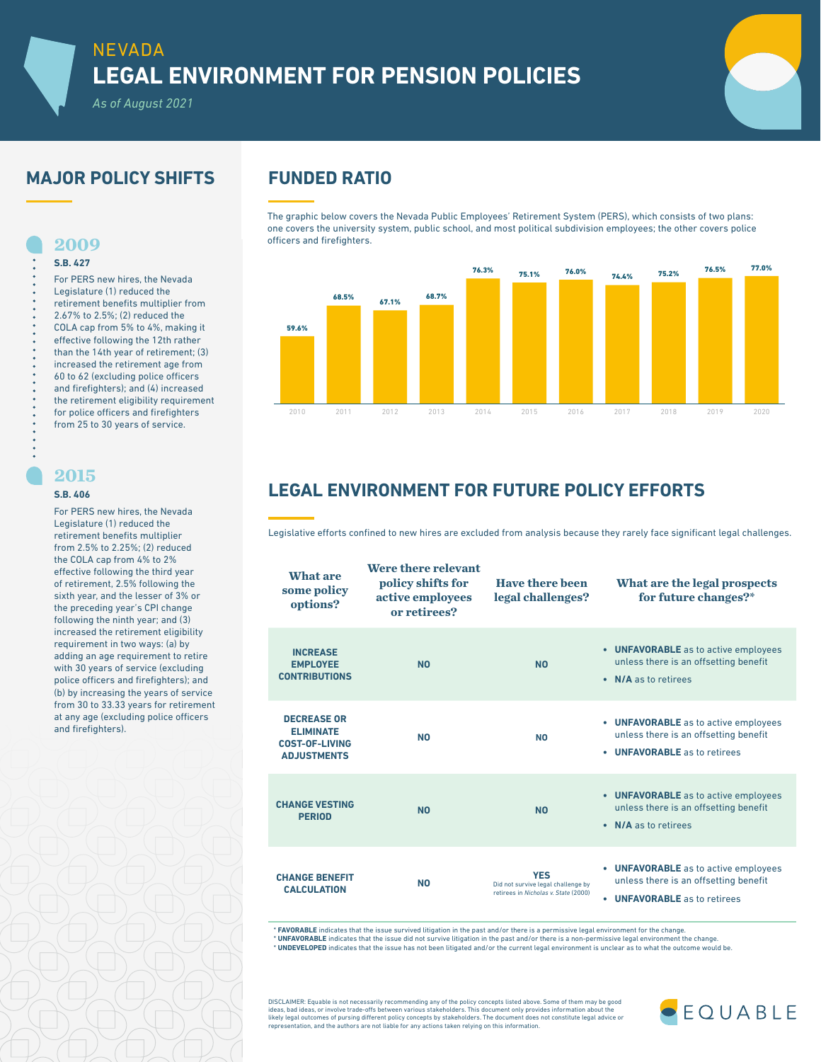# NEVADA
# LEGAL ENVIRONMENT FOR PENSION POLICIES

*As of August 2021*

## MAJOR POLICY SHIFTS

### 2009

**S.B. 427**

For PERS new hires, the Nevada Legislature (1) reduced the retirement benefits multiplier from 2.67% to 2.5%; (2) reduced the COLA cap from 5% to 4%, making it effective following the 12th rather than the 14th year of retirement; (3) increased the retirement age from 60 to 62 (excluding police officers and firefighters); and (4) increased the retirement eligibility requirement for police officers and firefighters from 25 to 30 years of service.

### 2015

**S.B. 406**

For PERS new hires, the Nevada Legislature (1) reduced the retirement benefits multiplier from 2.5% to 2.25%; (2) reduced the COLA cap from 4% to 2% effective following the third year of retirement, 2.5% following the sixth year, and the lesser of 3% or the preceding year's CPI change following the ninth year; and (3) increased the retirement eligibility requirement in two ways: (a) by adding an age requirement to retire with 30 years of service (excluding police officers and firefighters); and (b) by increasing the years of service from 30 to 33.33 years for retirement at any age (excluding police officers and firefighters).

## FUNDED RATIO

The graphic below covers the Nevada Public Employees' Retirement System (PERS), which consists of two plans: one covers the university system, public school, and most political subdivision employees; the other covers police officers and firefighters.

| Year | Funded Ratio |
|---|---|
| 2010 | 59.6% |
| 2011 | 68.5% |
| 2012 | 67.1% |
| 2013 | 68.7% |
| 2014 | 76.3% |
| 2015 | 75.1% |
| 2016 | 76.0% |
| 2017 | 74.4% |
| 2018 | 75.2% |
| 2019 | 76.5% |
| 2020 | 77.0% |

## LEGAL ENVIRONMENT FOR FUTURE POLICY EFFORTS

Legislative efforts confined to new hires are excluded from analysis because they rarely face significant legal challenges.

| What are some policy options? | Were there relevant policy shifts for active employees or retirees? | Have there been legal challenges? | What are the legal prospects for future changes?* |
|---|---|---|---|
| **INCREASE EMPLOYEE CONTRIBUTIONS** | NO | NO | • **UNFAVORABLE** as to active employees unless there is an offsetting benefit<br>• **N/A** as to retirees |
| **DECREASE OR ELIMINATE COST-OF-LIVING ADJUSTMENTS** | NO | NO | • **UNFAVORABLE** as to active employees unless there is an offsetting benefit<br>• **UNFAVORABLE** as to retirees |
| **CHANGE VESTING PERIOD** | NO | NO | • **UNFAVORABLE** as to active employees unless there is an offsetting benefit<br>• **N/A** as to retirees |
| **CHANGE BENEFIT CALCULATION** | NO | YES<br>Did not survive legal challenge by retirees in *Nicholas v. State* (2000) | • **UNFAVORABLE** as to active employees unless there is an offsetting benefit<br>• **UNFAVORABLE** as to retirees |

\* **FAVORABLE** indicates that the issue survived litigation in the past and/or there is a permissive legal environment for the change.
\* **UNFAVORABLE** indicates that the issue did not survive litigation in the past and/or there is a non-permissive legal environment the change.
\* **UNDEVELOPED** indicates that the issue has not been litigated and/or the current legal environment is unclear as to what the outcome would be.

DISCLAIMER: Equable is not necessarily recommending any of the policy concepts listed above. Some of them may be good ideas, bad ideas, or involve trade-offs between various stakeholders. This document only provides information about the likely legal outcomes of pursing different policy concepts by stakeholders. The document does not constitute legal advice or representation, and the authors are not liable for any actions taken relying on this information.

EQUABLE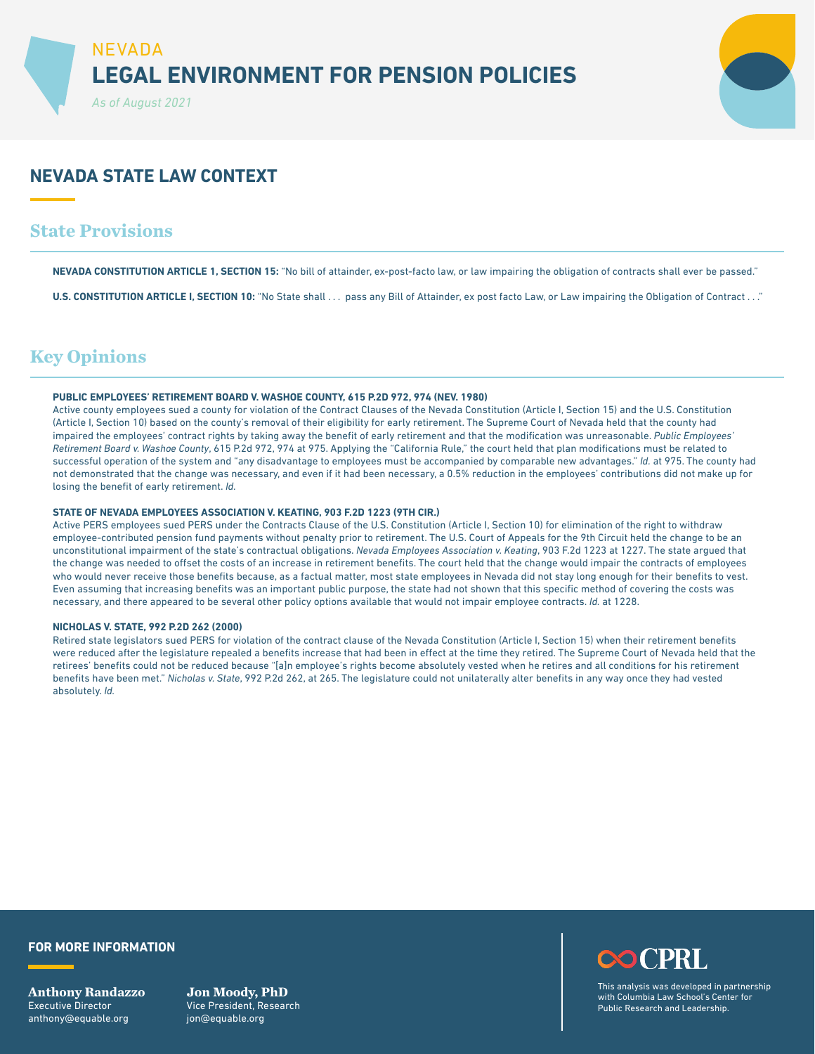# NEVADA

# LEGAL ENVIRONMENT FOR PENSION POLICIES

*As of August 2021*

## NEVADA STATE LAW CONTEXT

### State Provisions

**NEVADA CONSTITUTION ARTICLE 1, SECTION 15:** "No bill of attainder, ex-post-facto law, or law impairing the obligation of contracts shall ever be passed."

**U.S. CONSTITUTION ARTICLE I, SECTION 10:** "No State shall . . . pass any Bill of Attainder, ex post facto Law, or Law impairing the Obligation of Contract . . ."

### Key Opinions

**PUBLIC EMPLOYEES' RETIREMENT BOARD V. WASHOE COUNTY, 615 P.2D 972, 974 (NEV. 1980)**

Active county employees sued a county for violation of the Contract Clauses of the Nevada Constitution (Article I, Section 15) and the U.S. Constitution (Article I, Section 10) based on the county's removal of their eligibility for early retirement. The Supreme Court of Nevada held that the county had impaired the employees' contract rights by taking away the benefit of early retirement and that the modification was unreasonable. *Public Employees' Retirement Board v. Washoe County*, 615 P.2d 972, 974 at 975. Applying the "California Rule," the court held that plan modifications must be related to successful operation of the system and "any disadvantage to employees must be accompanied by comparable new advantages." *Id.* at 975. The county had not demonstrated that the change was necessary, and even if it had been necessary, a 0.5% reduction in the employees' contributions did not make up for losing the benefit of early retirement. *Id.*

**STATE OF NEVADA EMPLOYEES ASSOCIATION V. KEATING, 903 F.2D 1223 (9TH CIR.)**

Active PERS employees sued PERS under the Contracts Clause of the U.S. Constitution (Article I, Section 10) for elimination of the right to withdraw employee-contributed pension fund payments without penalty prior to retirement. The U.S. Court of Appeals for the 9th Circuit held the change to be an unconstitutional impairment of the state's contractual obligations. *Nevada Employees Association v. Keating*, 903 F.2d 1223 at 1227. The state argued that the change was needed to offset the costs of an increase in retirement benefits. The court held that the change would impair the contracts of employees who would never receive those benefits because, as a factual matter, most state employees in Nevada did not stay long enough for their benefits to vest. Even assuming that increasing benefits was an important public purpose, the state had not shown that this specific method of covering the costs was necessary, and there appeared to be several other policy options available that would not impair employee contracts. *Id.* at 1228.

**NICHOLAS V. STATE, 992 P.2D 262 (2000)**

Retired state legislators sued PERS for violation of the contract clause of the Nevada Constitution (Article I, Section 15) when their retirement benefits were reduced after the legislature repealed a benefits increase that had been in effect at the time they retired. The Supreme Court of Nevada held that the retirees' benefits could not be reduced because "[a]n employee's rights become absolutely vested when he retires and all conditions for his retirement benefits have been met." *Nicholas v. State*, 992 P.2d 262, at 265. The legislature could not unilaterally alter benefits in any way once they had vested absolutely. *Id.*

**FOR MORE INFORMATION**

**Anthony Randazzo**
Executive Director
anthony@equable.org

**Jon Moody, PhD**
Vice President, Research
jon@equable.org

CPRL

This analysis was developed in partnership with Columbia Law School's Center for Public Research and Leadership.